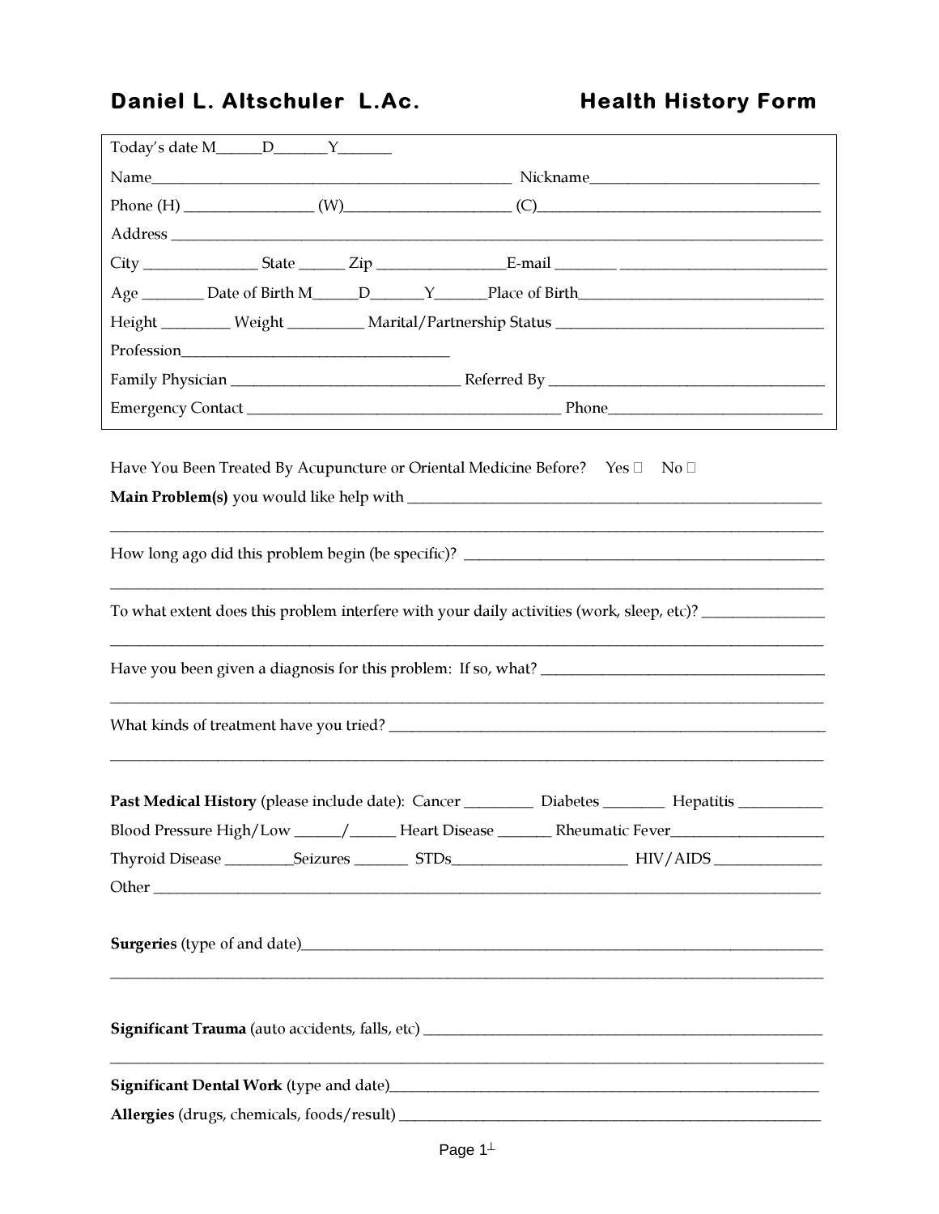# Daniel L. Altschuler L.Ac. — Health History Form

Today's date M______D_______Y_______

Name_____________________________________________ Nickname______________________________

Phone (H) ________________ (W)_____________________ (C)_____________________________________

Address ___________________________________________________________________________________

City _______________ State ______ Zip ________________E-mail ________ ___________________________

Age ________ Date of Birth M______D_______Y______Place of Birth_______________________________

Height _________ Weight __________ Marital/Partnership Status __________________________________

Profession___________________________________

Family Physician ______________________________ Referred By ____________________________________

Emergency Contact _______________________________________ Phone___________________________

Have You Been Treated By Acupuncture or Oriental Medicine Before? Yes ☐ No ☐

**Main Problem(s)** you would like help with ________________________________________________________

___________________________________________________________________________________________

How long ago did this problem begin (be specific)? ______________________________________________

___________________________________________________________________________________________

To what extent does this problem interfere with your daily activities (work, sleep, etc)? _______________

___________________________________________________________________________________________

Have you been given a diagnosis for this problem: If so, what? _____________________________________

___________________________________________________________________________________________

What kinds of treatment have you tried? _________________________________________________________

___________________________________________________________________________________________

**Past Medical History** (please include date): Cancer _________ Diabetes ________ Hepatitis ___________

Blood Pressure High/Low ______/______ Heart Disease _______ Rheumatic Fever____________________

Thyroid Disease _________Seizures _______ STDs______________________ HIV/AIDS ______________

Other ______________________________________________________________________________________

**Surgeries** (type of and date)___________________________________________________________________

___________________________________________________________________________________________

**Significant Trauma** (auto accidents, falls, etc) _____________________________________________________

___________________________________________________________________________________________

**Significant Dental Work** (type and date)__________________________________________________________

**Allergies** (drugs, chemicals, foods/result) _________________________________________________________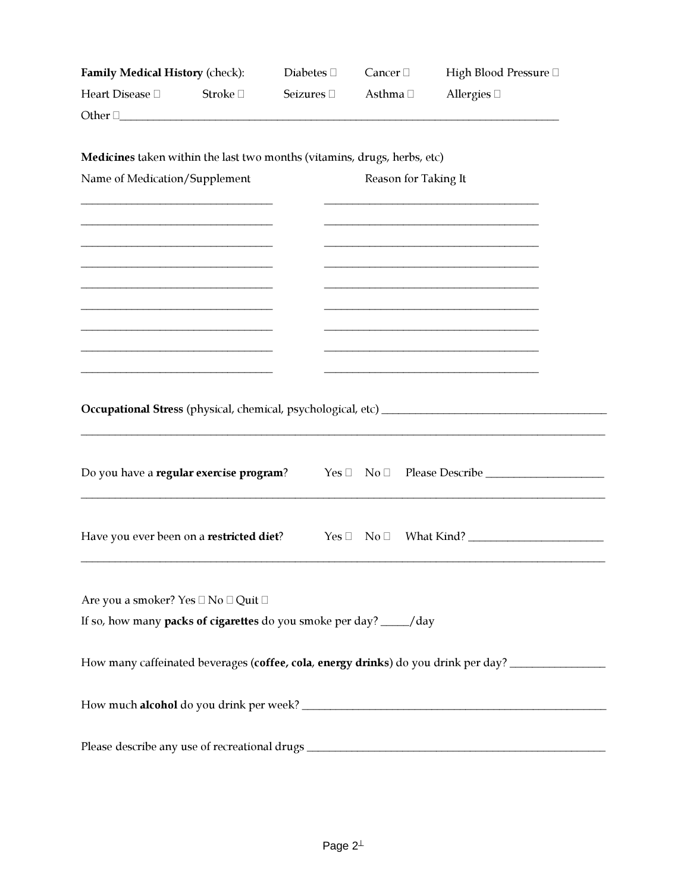**Family Medical History** (check): Diabetes ☐ Cancer ☐ High Blood Pressure ☐
Heart Disease ☐ Stroke ☐ Seizures ☐ Asthma ☐ Allergies ☐
Other ☐________________________________________________________________________

**Medicines** taken within the last two months (vitamins, drugs, herbs, etc)

| Name of Medication/Supplement | Reason for Taking It |
| --- | --- |
| ______________________________ | ___________________________________ |
| ______________________________ | ___________________________________ |
| ______________________________ | ___________________________________ |
| ______________________________ | ___________________________________ |
| ______________________________ | ___________________________________ |
| ______________________________ | ___________________________________ |
| ______________________________ | ___________________________________ |
| ______________________________ | ___________________________________ |
| ______________________________ | ___________________________________ |

**Occupational Stress** (physical, chemical, psychological, etc) ____________________________________
_____________________________________________________________________________________

Do you have a **regular exercise program**? Yes ☐ No ☐ Please Describe ___________________
_____________________________________________________________________________________

Have you ever been on a **restricted diet**? Yes ☐ No ☐ What Kind? ______________________
_____________________________________________________________________________________

Are you a smoker? Yes ☐ No ☐ Quit ☐
If so, how many **packs of cigarettes** do you smoke per day? _____/day

How many caffeinated beverages (**coffee, cola**, **energy drinks**) do you drink per day? ________________

How much **alcohol** do you drink per week? __________________________________________________

Please describe any use of recreational drugs ______________________________________________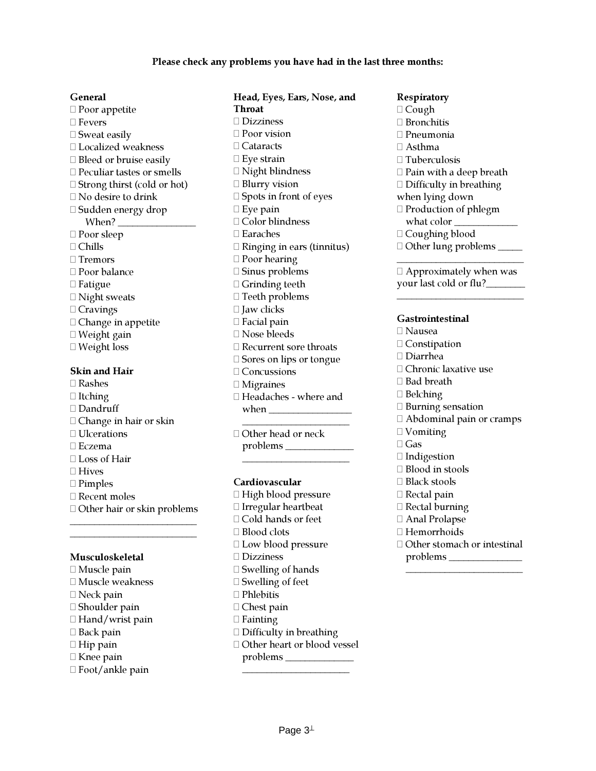**Please check any problems you have had in the last three months:**

**General**

-  Poor appetite
-  Fevers
-  Sweat easily
-  Localized weakness
-  Bleed or bruise easily
-  Peculiar tastes or smells
-  Strong thirst (cold or hot)
-  No desire to drink
-  Sudden energy drop When? _______________
-  Poor sleep
-  Chills
-  Tremors
-  Poor balance
-  Fatigue
-  Night sweats
-  Cravings
-  Change in appetite
-  Weight gain
-  Weight loss

**Skin and Hair**

-  Rashes
-  Itching
-  Dandruff
-  Change in hair or skin
-  Ulcerations
-  Eczema
-  Loss of Hair
-  Hives
-  Pimples
-  Recent moles
-  Other hair or skin problems _________________________ _________________________

**Musculoskeletal**

-  Muscle pain
-  Muscle weakness
-  Neck pain
-  Shoulder pain
-  Hand/wrist pain
-  Back pain
-  Hip pain
-  Knee pain
-  Foot/ankle pain

**Head, Eyes, Ears, Nose, and Throat**

-  Dizziness
-  Poor vision
-  Cataracts
-  Eye strain
-  Night blindness
-  Blurry vision
-  Spots in front of eyes
-  Eye pain
-  Color blindness
-  Earaches
-  Ringing in ears (tinnitus)
-  Poor hearing
-  Sinus problems
-  Grinding teeth
-  Teeth problems
-  Jaw clicks
-  Facial pain
-  Nose bleeds
-  Recurrent sore throats
-  Sores on lips or tongue
-  Concussions
-  Migraines
-  Headaches - where and when ________________ _____________________
-  Other head or neck problems _____________ _____________________

**Cardiovascular**

-  High blood pressure
-  Irregular heartbeat
-  Cold hands or feet
-  Blood clots
-  Low blood pressure
-  Dizziness
-  Swelling of hands
-  Swelling of feet
-  Phlebitis
-  Chest pain
-  Fainting
-  Difficulty in breathing
-  Other heart or blood vessel problems _____________ _____________________

**Respiratory**

-  Cough
-  Bronchitis
-  Pneumonia
-  Asthma
-  Tuberculosis
-  Pain with a deep breath
-  Difficulty in breathing when lying down
-  Production of phlegm what color ____________
-  Coughing blood
-  Other lung problems _____ ________________________
-  Approximately when was your last cold or flu?________ ________________________

**Gastrointestinal**

-  Nausea
-  Constipation
-  Diarrhea
-  Chronic laxative use
-  Bad breath
-  Belching
-  Burning sensation
-  Abdominal pain or cramps
-  Vomiting
-  Gas
-  Indigestion
-  Blood in stools
-  Black stools
-  Rectal pain
-  Rectal burning
-  Anal Prolapse
-  Hemorrhoids
-  Other stomach or intestinal problems ______________ _______________________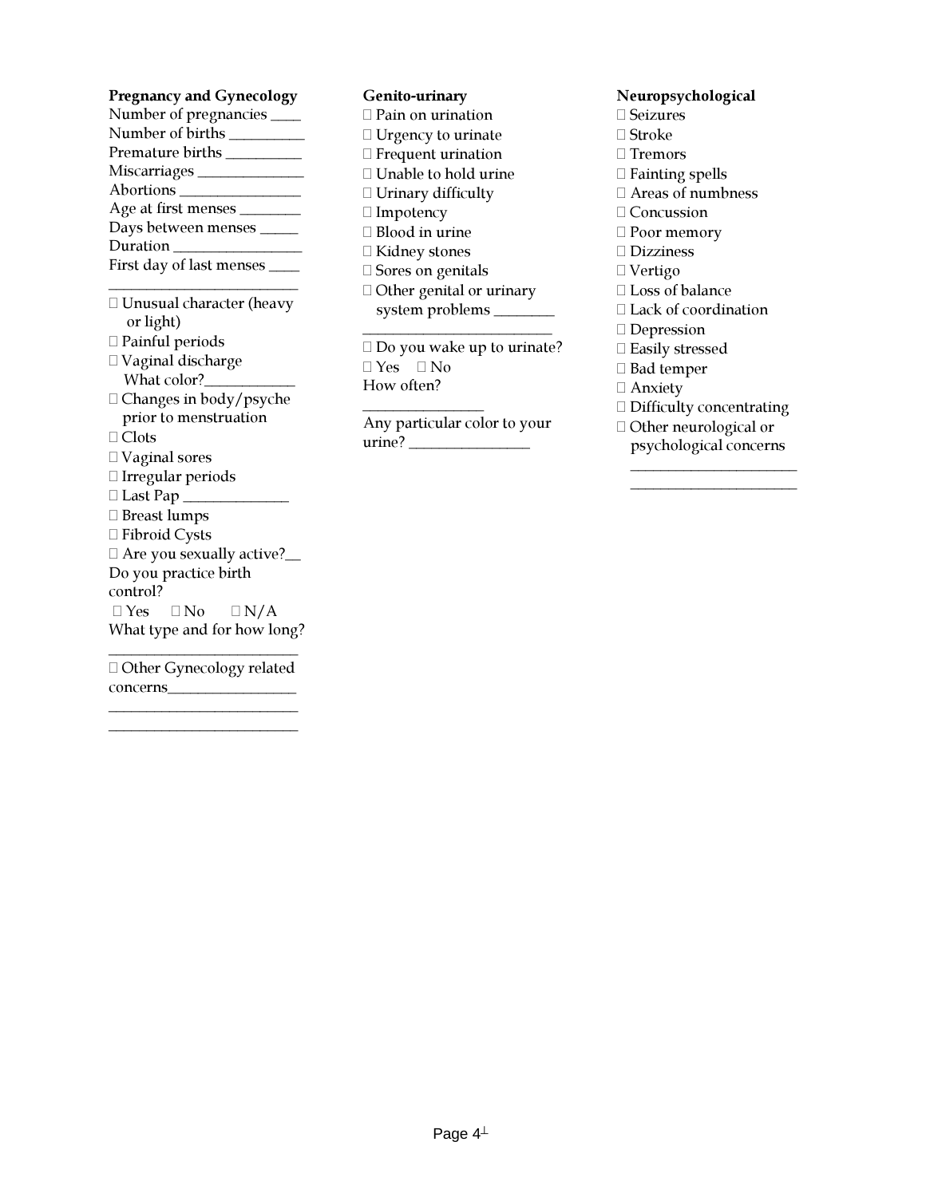**Pregnancy and Gynecology**

Number of pregnancies ____
Number of births _________
Premature births _________
Miscarriages _____________
Abortions _______________
Age at first menses ________
Days between menses _____
Duration ________________
First day of last menses ____
________________________

- ☐ Unusual character (heavy or light)
- ☐ Painful periods
- ☐ Vaginal discharge What color?___________
- ☐ Changes in body/psyche prior to menstruation
- ☐ Clots
- ☐ Vaginal sores
- ☐ Irregular periods
- ☐ Last Pap _____________
- ☐ Breast lumps
- ☐ Fibroid Cysts
- ☐ Are you sexually active?__

Do you practice birth control?

☐ Yes ☐ No ☐ N/A

What type and for how long?
________________________

☐ Other Gynecology related concerns________________
________________________
________________________

**Genito-urinary**

- ☐ Pain on urination
- ☐ Urgency to urinate
- ☐ Frequent urination
- ☐ Unable to hold urine
- ☐ Urinary difficulty
- ☐ Impotency
- ☐ Blood in urine
- ☐ Kidney stones
- ☐ Sores on genitals
- ☐ Other genital or urinary system problems ________
________________________

☐ Do you wake up to urinate?

☐ Yes ☐ No

How often?
_______________

Any particular color to your urine? _______________

**Neuropsychological**

- ☐ Seizures
- ☐ Stroke
- ☐ Tremors
- ☐ Fainting spells
- ☐ Areas of numbness
- ☐ Concussion
- ☐ Poor memory
- ☐ Dizziness
- ☐ Vertigo
- ☐ Loss of balance
- ☐ Lack of coordination
- ☐ Depression
- ☐ Easily stressed
- ☐ Bad temper
- ☐ Anxiety
- ☐ Difficulty concentrating
- ☐ Other neurological or psychological concerns
_____________________
_____________________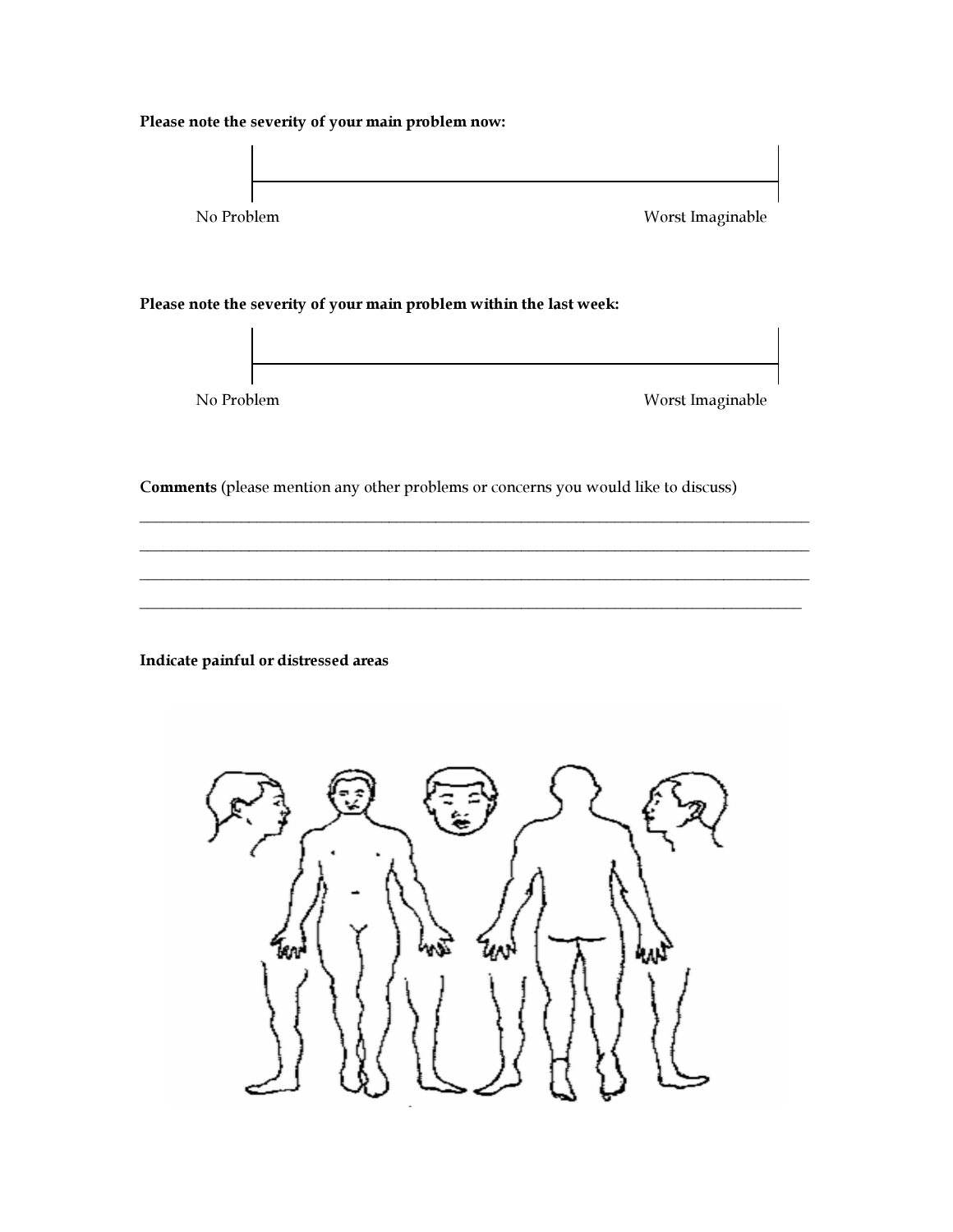**Please note the severity of your main problem now:**

No Problem | Worst Imaginable

**Please note the severity of your main problem within the last week:**

No Problem | Worst Imaginable

**Comments** (please mention any other problems or concerns you would like to discuss)

______________________________________________________________________________________

______________________________________________________________________________________

______________________________________________________________________________________

______________________________________________________________________________________

**Indicate painful or distressed areas**